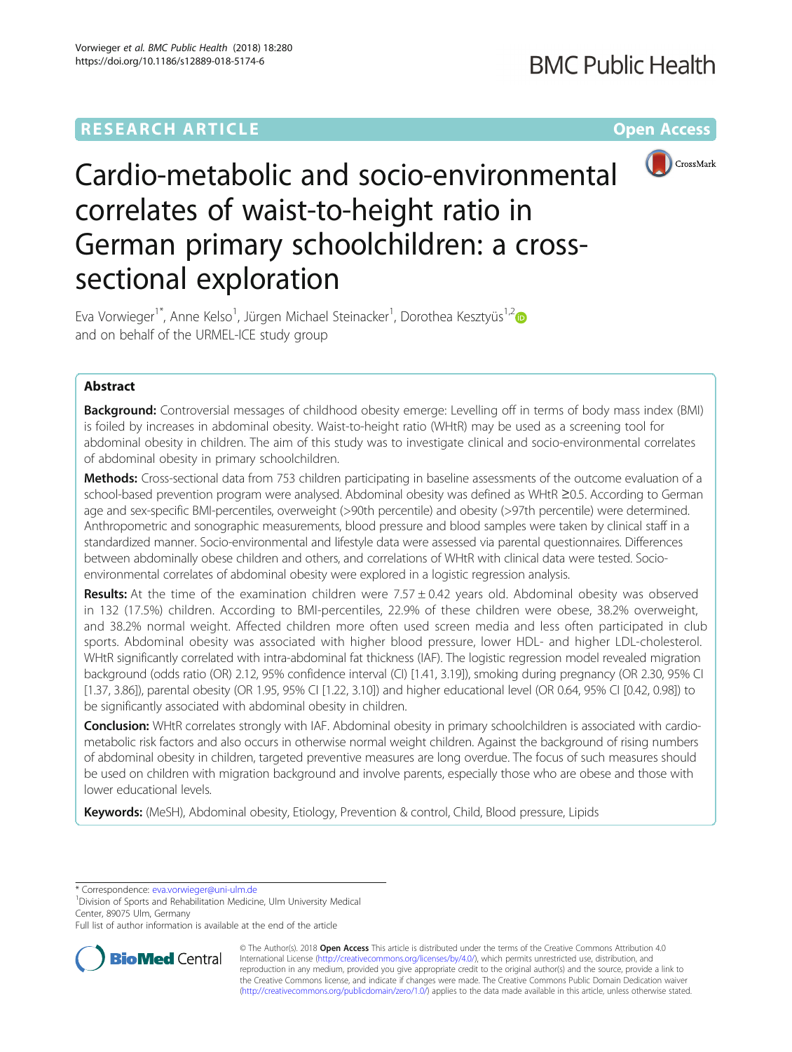RESEARCH ARTICLE

Open Access

# Cardio-metabolic and socio-environmental correlates of waist-to-height ratio in German primary schoolchildren: a cross-sectional exploration

Eva Vorwieger[1*], Anne Kelso[1], Jürgen Michael Steinacker[1], Dorothea Kesztyüs[1,2] and on behalf of the URMEL-ICE study group

## Abstract

**Background:** Controversial messages of childhood obesity emerge: Levelling off in terms of body mass index (BMI) is foiled by increases in abdominal obesity. Waist-to-height ratio (WHtR) may be used as a screening tool for abdominal obesity in children. The aim of this study was to investigate clinical and socio-environmental correlates of abdominal obesity in primary schoolchildren.

**Methods:** Cross-sectional data from 753 children participating in baseline assessments of the outcome evaluation of a school-based prevention program were analysed. Abdominal obesity was defined as WHtR ≥0.5. According to German age and sex-specific BMI-percentiles, overweight (>90th percentile) and obesity (>97th percentile) were determined. Anthropometric and sonographic measurements, blood pressure and blood samples were taken by clinical staff in a standardized manner. Socio-environmental and lifestyle data were assessed via parental questionnaires. Differences between abdominally obese children and others, and correlations of WHtR with clinical data were tested. Socio-environmental correlates of abdominal obesity were explored in a logistic regression analysis.

**Results:** At the time of the examination children were 7.57 ± 0.42 years old. Abdominal obesity was observed in 132 (17.5%) children. According to BMI-percentiles, 22.9% of these children were obese, 38.2% overweight, and 38.2% normal weight. Affected children more often used screen media and less often participated in club sports. Abdominal obesity was associated with higher blood pressure, lower HDL- and higher LDL-cholesterol. WHtR significantly correlated with intra-abdominal fat thickness (IAF). The logistic regression model revealed migration background (odds ratio (OR) 2.12, 95% confidence interval (CI) [1.41, 3.19]), smoking during pregnancy (OR 2.30, 95% CI [1.37, 3.86]), parental obesity (OR 1.95, 95% CI [1.22, 3.10]) and higher educational level (OR 0.64, 95% CI [0.42, 0.98]) to be significantly associated with abdominal obesity in children.

**Conclusion:** WHtR correlates strongly with IAF. Abdominal obesity in primary schoolchildren is associated with cardio-metabolic risk factors and also occurs in otherwise normal weight children. Against the background of rising numbers of abdominal obesity in children, targeted preventive measures are long overdue. The focus of such measures should be used on children with migration background and involve parents, especially those who are obese and those with lower educational levels.

**Keywords:** (MeSH), Abdominal obesity, Etiology, Prevention & control, Child, Blood pressure, Lipids

---

* Correspondence: eva.vorwieger@uni-ulm.de

[1]Division of Sports and Rehabilitation Medicine, Ulm University Medical Center, 89075 Ulm, Germany

Full list of author information is available at the end of the article

© The Author(s). 2018 **Open Access** This article is distributed under the terms of the Creative Commons Attribution 4.0 International License (http://creativecommons.org/licenses/by/4.0/), which permits unrestricted use, distribution, and reproduction in any medium, provided you give appropriate credit to the original author(s) and the source, provide a link to the Creative Commons license, and indicate if changes were made. The Creative Commons Public Domain Dedication waiver (http://creativecommons.org/publicdomain/zero/1.0/) applies to the data made available in this article, unless otherwise stated.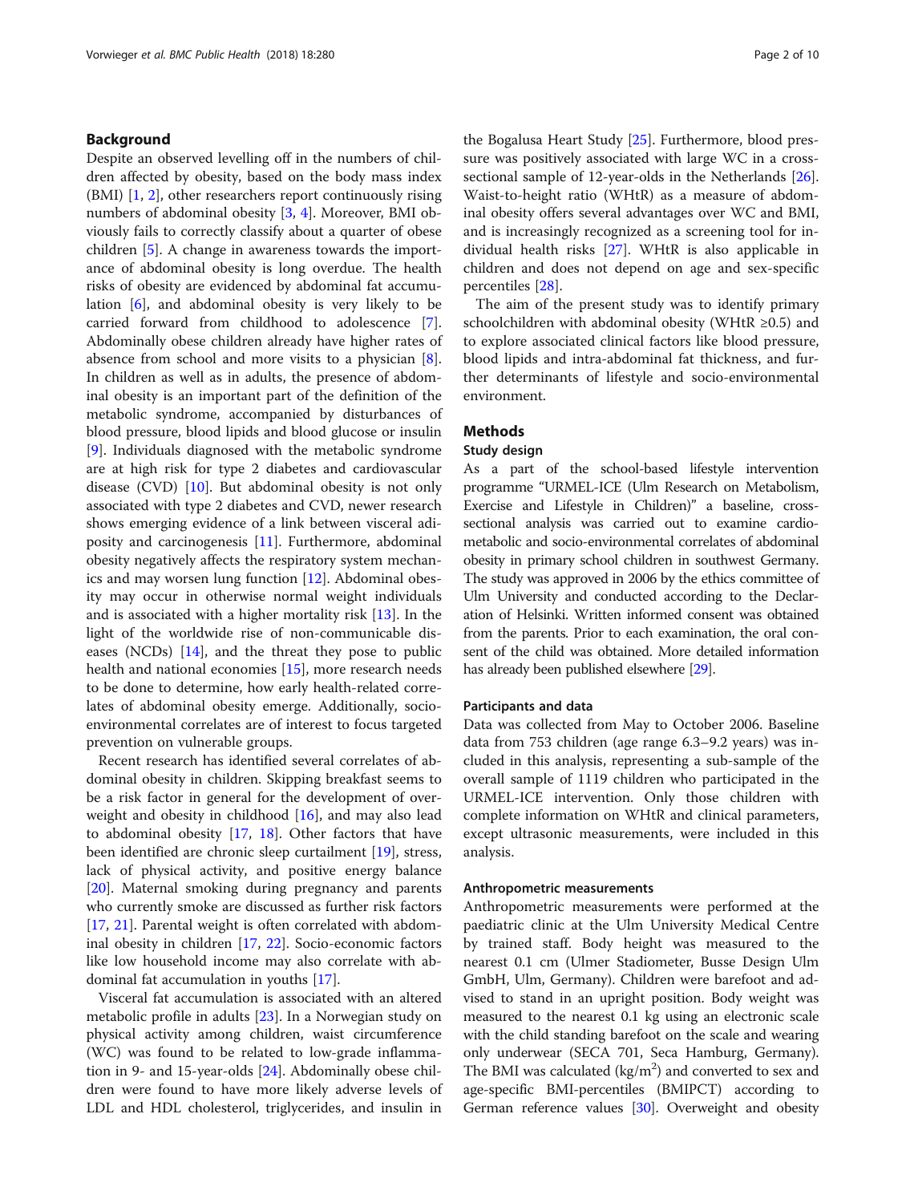## Background

Despite an observed levelling off in the numbers of children affected by obesity, based on the body mass index (BMI) [1, 2], other researchers report continuously rising numbers of abdominal obesity [3, 4]. Moreover, BMI obviously fails to correctly classify about a quarter of obese children [5]. A change in awareness towards the importance of abdominal obesity is long overdue. The health risks of obesity are evidenced by abdominal fat accumulation [6], and abdominal obesity is very likely to be carried forward from childhood to adolescence [7]. Abdominally obese children already have higher rates of absence from school and more visits to a physician [8]. In children as well as in adults, the presence of abdominal obesity is an important part of the definition of the metabolic syndrome, accompanied by disturbances of blood pressure, blood lipids and blood glucose or insulin [9]. Individuals diagnosed with the metabolic syndrome are at high risk for type 2 diabetes and cardiovascular disease (CVD) [10]. But abdominal obesity is not only associated with type 2 diabetes and CVD, newer research shows emerging evidence of a link between visceral adiposity and carcinogenesis [11]. Furthermore, abdominal obesity negatively affects the respiratory system mechanics and may worsen lung function [12]. Abdominal obesity may occur in otherwise normal weight individuals and is associated with a higher mortality risk [13]. In the light of the worldwide rise of non-communicable diseases (NCDs) [14], and the threat they pose to public health and national economies [15], more research needs to be done to determine, how early health-related correlates of abdominal obesity emerge. Additionally, socio-environmental correlates are of interest to focus targeted prevention on vulnerable groups.

Recent research has identified several correlates of abdominal obesity in children. Skipping breakfast seems to be a risk factor in general for the development of overweight and obesity in childhood [16], and may also lead to abdominal obesity [17, 18]. Other factors that have been identified are chronic sleep curtailment [19], stress, lack of physical activity, and positive energy balance [20]. Maternal smoking during pregnancy and parents who currently smoke are discussed as further risk factors [17, 21]. Parental weight is often correlated with abdominal obesity in children [17, 22]. Socio-economic factors like low household income may also correlate with abdominal fat accumulation in youths [17].

Visceral fat accumulation is associated with an altered metabolic profile in adults [23]. In a Norwegian study on physical activity among children, waist circumference (WC) was found to be related to low-grade inflammation in 9- and 15-year-olds [24]. Abdominally obese children were found to have more likely adverse levels of LDL and HDL cholesterol, triglycerides, and insulin in the Bogalusa Heart Study [25]. Furthermore, blood pressure was positively associated with large WC in a cross-sectional sample of 12-year-olds in the Netherlands [26]. Waist-to-height ratio (WHtR) as a measure of abdominal obesity offers several advantages over WC and BMI, and is increasingly recognized as a screening tool for individual health risks [27]. WHtR is also applicable in children and does not depend on age and sex-specific percentiles [28].

The aim of the present study was to identify primary schoolchildren with abdominal obesity (WHtR ≥0.5) and to explore associated clinical factors like blood pressure, blood lipids and intra-abdominal fat thickness, and further determinants of lifestyle and socio-environmental environment.

## Methods

### Study design

As a part of the school-based lifestyle intervention programme "URMEL-ICE (Ulm Research on Metabolism, Exercise and Lifestyle in Children)" a baseline, cross-sectional analysis was carried out to examine cardio-metabolic and socio-environmental correlates of abdominal obesity in primary school children in southwest Germany. The study was approved in 2006 by the ethics committee of Ulm University and conducted according to the Declaration of Helsinki. Written informed consent was obtained from the parents. Prior to each examination, the oral consent of the child was obtained. More detailed information has already been published elsewhere [29].

### Participants and data

Data was collected from May to October 2006. Baseline data from 753 children (age range 6.3–9.2 years) was included in this analysis, representing a sub-sample of the overall sample of 1119 children who participated in the URMEL-ICE intervention. Only those children with complete information on WHtR and clinical parameters, except ultrasonic measurements, were included in this analysis.

### Anthropometric measurements

Anthropometric measurements were performed at the paediatric clinic at the Ulm University Medical Centre by trained staff. Body height was measured to the nearest 0.1 cm (Ulmer Stadiometer, Busse Design Ulm GmbH, Ulm, Germany). Children were barefoot and advised to stand in an upright position. Body weight was measured to the nearest 0.1 kg using an electronic scale with the child standing barefoot on the scale and wearing only underwear (SECA 701, Seca Hamburg, Germany). The BMI was calculated (kg/m$^2$) and converted to sex and age-specific BMI-percentiles (BMIPCT) according to German reference values [30]. Overweight and obesity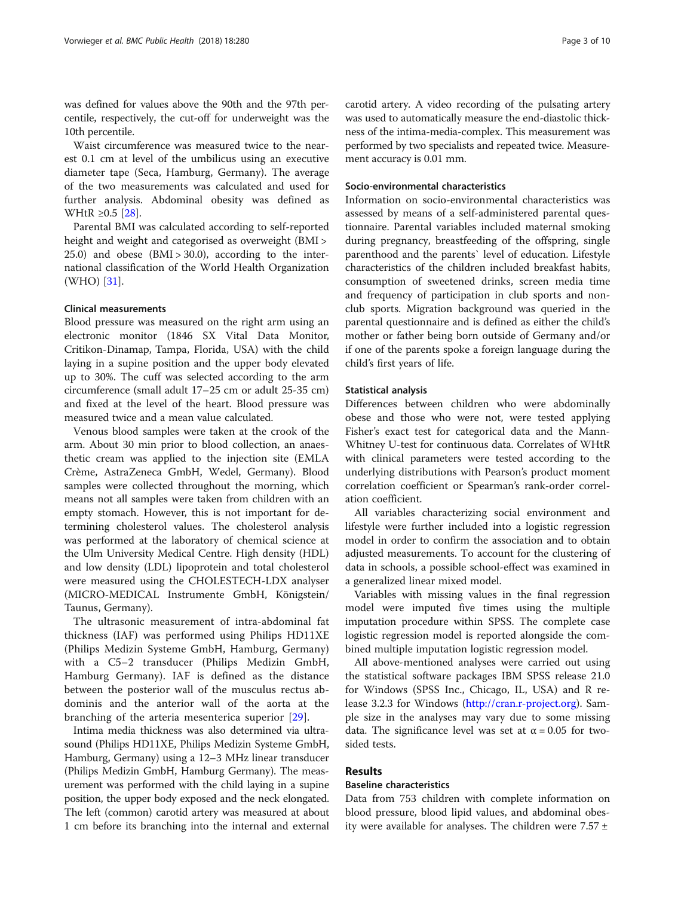was defined for values above the 90th and the 97th percentile, respectively, the cut-off for underweight was the 10th percentile.

Waist circumference was measured twice to the nearest 0.1 cm at level of the umbilicus using an executive diameter tape (Seca, Hamburg, Germany). The average of the two measurements was calculated and used for further analysis. Abdominal obesity was defined as WHtR ≥0.5 [28].

Parental BMI was calculated according to self-reported height and weight and categorised as overweight (BMI > 25.0) and obese (BMI > 30.0), according to the international classification of the World Health Organization (WHO) [31].

#### Clinical measurements

Blood pressure was measured on the right arm using an electronic monitor (1846 SX Vital Data Monitor, Critikon-Dinamap, Tampa, Florida, USA) with the child laying in a supine position and the upper body elevated up to 30%. The cuff was selected according to the arm circumference (small adult 17–25 cm or adult 25-35 cm) and fixed at the level of the heart. Blood pressure was measured twice and a mean value calculated.

Venous blood samples were taken at the crook of the arm. About 30 min prior to blood collection, an anaesthetic cream was applied to the injection site (EMLA Crème, AstraZeneca GmbH, Wedel, Germany). Blood samples were collected throughout the morning, which means not all samples were taken from children with an empty stomach. However, this is not important for determining cholesterol values. The cholesterol analysis was performed at the laboratory of chemical science at the Ulm University Medical Centre. High density (HDL) and low density (LDL) lipoprotein and total cholesterol were measured using the CHOLESTECH-LDX analyser (MICRO-MEDICAL Instrumente GmbH, Königstein/Taunus, Germany).

The ultrasonic measurement of intra-abdominal fat thickness (IAF) was performed using Philips HD11XE (Philips Medizin Systeme GmbH, Hamburg, Germany) with a C5–2 transducer (Philips Medizin GmbH, Hamburg Germany). IAF is defined as the distance between the posterior wall of the musculus rectus abdominis and the anterior wall of the aorta at the branching of the arteria mesenterica superior [29].

Intima media thickness was also determined via ultrasound (Philips HD11XE, Philips Medizin Systeme GmbH, Hamburg, Germany) using a 12–3 MHz linear transducer (Philips Medizin GmbH, Hamburg Germany). The measurement was performed with the child laying in a supine position, the upper body exposed and the neck elongated. The left (common) carotid artery was measured at about 1 cm before its branching into the internal and external carotid artery. A video recording of the pulsating artery was used to automatically measure the end-diastolic thickness of the intima-media-complex. This measurement was performed by two specialists and repeated twice. Measurement accuracy is 0.01 mm.

#### Socio-environmental characteristics

Information on socio-environmental characteristics was assessed by means of a self-administered parental questionnaire. Parental variables included maternal smoking during pregnancy, breastfeeding of the offspring, single parenthood and the parents` level of education. Lifestyle characteristics of the children included breakfast habits, consumption of sweetened drinks, screen media time and frequency of participation in club sports and non-club sports. Migration background was queried in the parental questionnaire and is defined as either the child's mother or father being born outside of Germany and/or if one of the parents spoke a foreign language during the child's first years of life.

#### Statistical analysis

Differences between children who were abdominally obese and those who were not, were tested applying Fisher's exact test for categorical data and the Mann-Whitney U-test for continuous data. Correlates of WHtR with clinical parameters were tested according to the underlying distributions with Pearson's product moment correlation coefficient or Spearman's rank-order correlation coefficient.

All variables characterizing social environment and lifestyle were further included into a logistic regression model in order to confirm the association and to obtain adjusted measurements. To account for the clustering of data in schools, a possible school-effect was examined in a generalized linear mixed model.

Variables with missing values in the final regression model were imputed five times using the multiple imputation procedure within SPSS. The complete case logistic regression model is reported alongside the combined multiple imputation logistic regression model.

All above-mentioned analyses were carried out using the statistical software packages IBM SPSS release 21.0 for Windows (SPSS Inc., Chicago, IL, USA) and R release 3.2.3 for Windows (http://cran.r-project.org). Sample size in the analyses may vary due to some missing data. The significance level was set at α = 0.05 for two-sided tests.

## Results

### Baseline characteristics

Data from 753 children with complete information on blood pressure, blood lipid values, and abdominal obesity were available for analyses. The children were 7.57 ±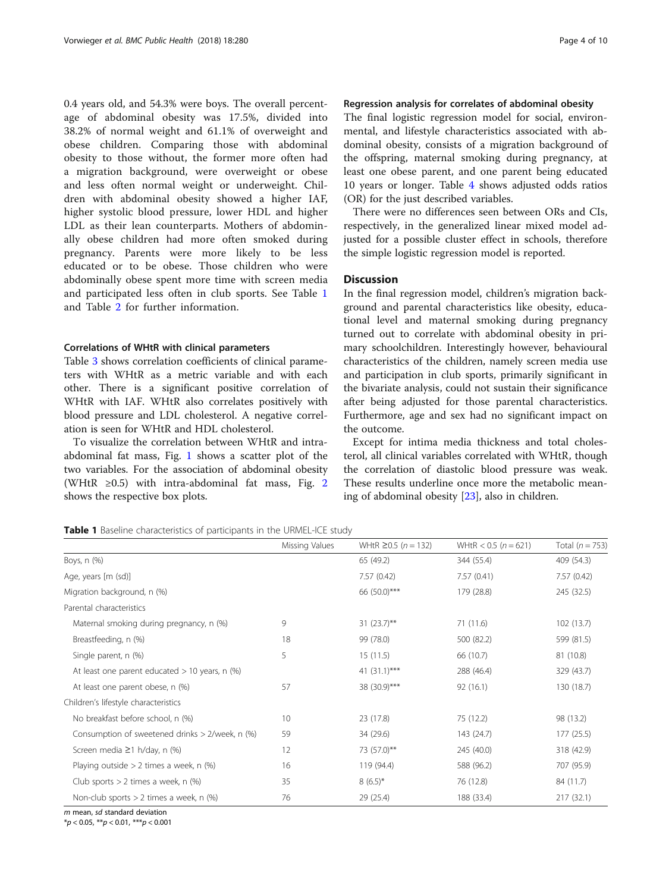0.4 years old, and 54.3% were boys. The overall percentage of abdominal obesity was 17.5%, divided into 38.2% of normal weight and 61.1% of overweight and obese children. Comparing those with abdominal obesity to those without, the former more often had a migration background, were overweight or obese and less often normal weight or underweight. Children with abdominal obesity showed a higher IAF, higher systolic blood pressure, lower HDL and higher LDL as their lean counterparts. Mothers of abdominally obese children had more often smoked during pregnancy. Parents were more likely to be less educated or to be obese. Those children who were abdominally obese spent more time with screen media and participated less often in club sports. See Table 1 and Table 2 for further information.

### Correlations of WHtR with clinical parameters

Table 3 shows correlation coefficients of clinical parameters with WHtR as a metric variable and with each other. There is a significant positive correlation of WHtR with IAF. WHtR also correlates positively with blood pressure and LDL cholesterol. A negative correlation is seen for WHtR and HDL cholesterol.

To visualize the correlation between WHtR and intra-abdominal fat mass, Fig. 1 shows a scatter plot of the two variables. For the association of abdominal obesity (WHtR ≥0.5) with intra-abdominal fat mass, Fig. 2 shows the respective box plots.

### Regression analysis for correlates of abdominal obesity

The final logistic regression model for social, environmental, and lifestyle characteristics associated with abdominal obesity, consists of a migration background of the offspring, maternal smoking during pregnancy, at least one obese parent, and one parent being educated 10 years or longer. Table 4 shows adjusted odds ratios (OR) for the just described variables.

There were no differences seen between ORs and CIs, respectively, in the generalized linear mixed model adjusted for a possible cluster effect in schools, therefore the simple logistic regression model is reported.

## Discussion

In the final regression model, children's migration background and parental characteristics like obesity, educational level and maternal smoking during pregnancy turned out to correlate with abdominal obesity in primary schoolchildren. Interestingly however, behavioural characteristics of the children, namely screen media use and participation in club sports, primarily significant in the bivariate analysis, could not sustain their significance after being adjusted for those parental characteristics. Furthermore, age and sex had no significant impact on the outcome.

Except for intima media thickness and total cholesterol, all clinical variables correlated with WHtR, though the correlation of diastolic blood pressure was weak. These results underline once more the metabolic meaning of abdominal obesity [23], also in children.

**Table 1** Baseline characteristics of participants in the URMEL-ICE study

| | Missing Values | WHtR ≥0.5 ($n = 132$) | WHtR < 0.5 ($n = 621$) | Total ($n = 753$) |
|---|---|---|---|---|
| Boys, n (%) | | 65 (49.2) | 344 (55.4) | 409 (54.3) |
| Age, years [m (sd)] | | 7.57 (0.42) | 7.57 (0.41) | 7.57 (0.42) |
| Migration background, n (%) | | 66 (50.0)*** | 179 (28.8) | 245 (32.5) |
| Parental characteristics | | | | |
| Maternal smoking during pregnancy, n (%) | 9 | 31 (23.7)** | 71 (11.6) | 102 (13.7) |
| Breastfeeding, n (%) | 18 | 99 (78.0) | 500 (82.2) | 599 (81.5) |
| Single parent, n (%) | 5 | 15 (11.5) | 66 (10.7) | 81 (10.8) |
| At least one parent educated > 10 years, n (%) | | 41 (31.1)*** | 288 (46.4) | 329 (43.7) |
| At least one parent obese, n (%) | 57 | 38 (30.9)*** | 92 (16.1) | 130 (18.7) |
| Children's lifestyle characteristics | | | | |
| No breakfast before school, n (%) | 10 | 23 (17.8) | 75 (12.2) | 98 (13.2) |
| Consumption of sweetened drinks > 2/week, n (%) | 59 | 34 (29.6) | 143 (24.7) | 177 (25.5) |
| Screen media ≥1 h/day, n (%) | 12 | 73 (57.0)** | 245 (40.0) | 318 (42.9) |
| Playing outside > 2 times a week, n (%) | 16 | 119 (94.4) | 588 (96.2) | 707 (95.9) |
| Club sports > 2 times a week, n (%) | 35 | 8 (6.5)* | 76 (12.8) | 84 (11.7) |
| Non-club sports > 2 times a week, n (%) | 76 | 29 (25.4) | 188 (33.4) | 217 (32.1) |

*m* mean, *sd* standard deviation
*$p < 0.05$, **$p < 0.01$, ***$p < 0.001$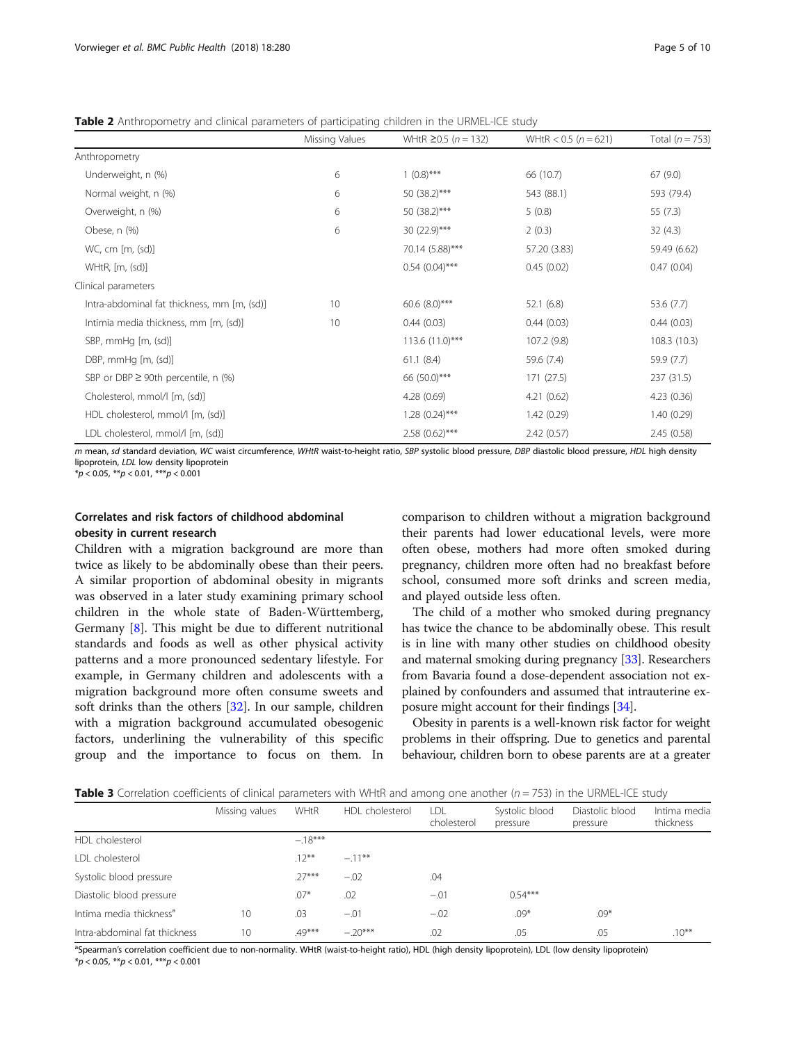**Table 2** Anthropometry and clinical parameters of participating children in the URMEL-ICE study

| | Missing Values | WHtR ≥0.5 (n = 132) | WHtR < 0.5 (n = 621) | Total (n = 753) |
|---|---|---|---|---|
| Anthropometry | | | | |
| Underweight, n (%) | 6 | 1 (0.8)*** | 66 (10.7) | 67 (9.0) |
| Normal weight, n (%) | 6 | 50 (38.2)*** | 543 (88.1) | 593 (79.4) |
| Overweight, n (%) | 6 | 50 (38.2)*** | 5 (0.8) | 55 (7.3) |
| Obese, n (%) | 6 | 30 (22.9)*** | 2 (0.3) | 32 (4.3) |
| WC, cm [m, (sd)] | | 70.14 (5.88)*** | 57.20 (3.83) | 59.49 (6.62) |
| WHtR, [m, (sd)] | | 0.54 (0.04)*** | 0.45 (0.02) | 0.47 (0.04) |
| Clinical parameters | | | | |
| Intra-abdominal fat thickness, mm [m, (sd)] | 10 | 60.6 (8.0)*** | 52.1 (6.8) | 53.6 (7.7) |
| Intimia media thickness, mm [m, (sd)] | 10 | 0.44 (0.03) | 0.44 (0.03) | 0.44 (0.03) |
| SBP, mmHg [m, (sd)] | | 113.6 (11.0)*** | 107.2 (9.8) | 108.3 (10.3) |
| DBP, mmHg [m, (sd)] | | 61.1 (8.4) | 59.6 (7.4) | 59.9 (7.7) |
| SBP or DBP ≥ 90th percentile, n (%) | | 66 (50.0)*** | 171 (27.5) | 237 (31.5) |
| Cholesterol, mmol/l [m, (sd)] | | 4.28 (0.69) | 4.21 (0.62) | 4.23 (0.36) |
| HDL cholesterol, mmol/l [m, (sd)] | | 1.28 (0.24)*** | 1.42 (0.29) | 1.40 (0.29) |
| LDL cholesterol, mmol/l [m, (sd)] | | 2.58 (0.62)*** | 2.42 (0.57) | 2.45 (0.58) |

*m* mean, *sd* standard deviation, *WC* waist circumference, *WHtR* waist-to-height ratio, *SBP* systolic blood pressure, *DBP* diastolic blood pressure, *HDL* high density lipoprotein, *LDL* low density lipoprotein
$^{*}p < 0.05$, $^{**}p < 0.01$, $^{***}p < 0.001$

### Correlates and risk factors of childhood abdominal obesity in current research

Children with a migration background are more than twice as likely to be abdominally obese than their peers. A similar proportion of abdominal obesity in migrants was observed in a later study examining primary school children in the whole state of Baden-Württemberg, Germany [8]. This might be due to different nutritional standards and foods as well as other physical activity patterns and a more pronounced sedentary lifestyle. For example, in Germany children and adolescents with a migration background more often consume sweets and soft drinks than the others [32]. In our sample, children with a migration background accumulated obesogenic factors, underlining the vulnerability of this specific group and the importance to focus on them. In comparison to children without a migration background their parents had lower educational levels, were more often obese, mothers had more often smoked during pregnancy, children more often had no breakfast before school, consumed more soft drinks and screen media, and played outside less often.

The child of a mother who smoked during pregnancy has twice the chance to be abdominally obese. This result is in line with many other studies on childhood obesity and maternal smoking during pregnancy [33]. Researchers from Bavaria found a dose-dependent association not explained by confounders and assumed that intrauterine exposure might account for their findings [34].

Obesity in parents is a well-known risk factor for weight problems in their offspring. Due to genetics and parental behaviour, children born to obese parents are at a greater

**Table 3** Correlation coefficients of clinical parameters with WHtR and among one another (n = 753) in the URMEL-ICE study

| | Missing values | WHtR | HDL cholesterol | LDL cholesterol | Systolic blood pressure | Diastolic blood pressure | Intima media thickness |
|---|---|---|---|---|---|---|---|
| HDL cholesterol | | −.18*** | | | | | |
| LDL cholesterol | | .12** | −.11** | | | | |
| Systolic blood pressure | | .27*** | −.02 | .04 | | | |
| Diastolic blood pressure | | .07* | .02 | −.01 | 0.54*** | | |
| Intima media thickness[a] | 10 | .03 | −.01 | −.02 | .09* | .09* | |
| Intra-abdominal fat thickness | 10 | .49*** | −.20*** | .02 | .05 | .05 | .10** |

[a]Spearman's correlation coefficient due to non-normality. WHtR (waist-to-height ratio), HDL (high density lipoprotein), LDL (low density lipoprotein)
$^{*}p < 0.05$, $^{**}p < 0.01$, $^{***}p < 0.001$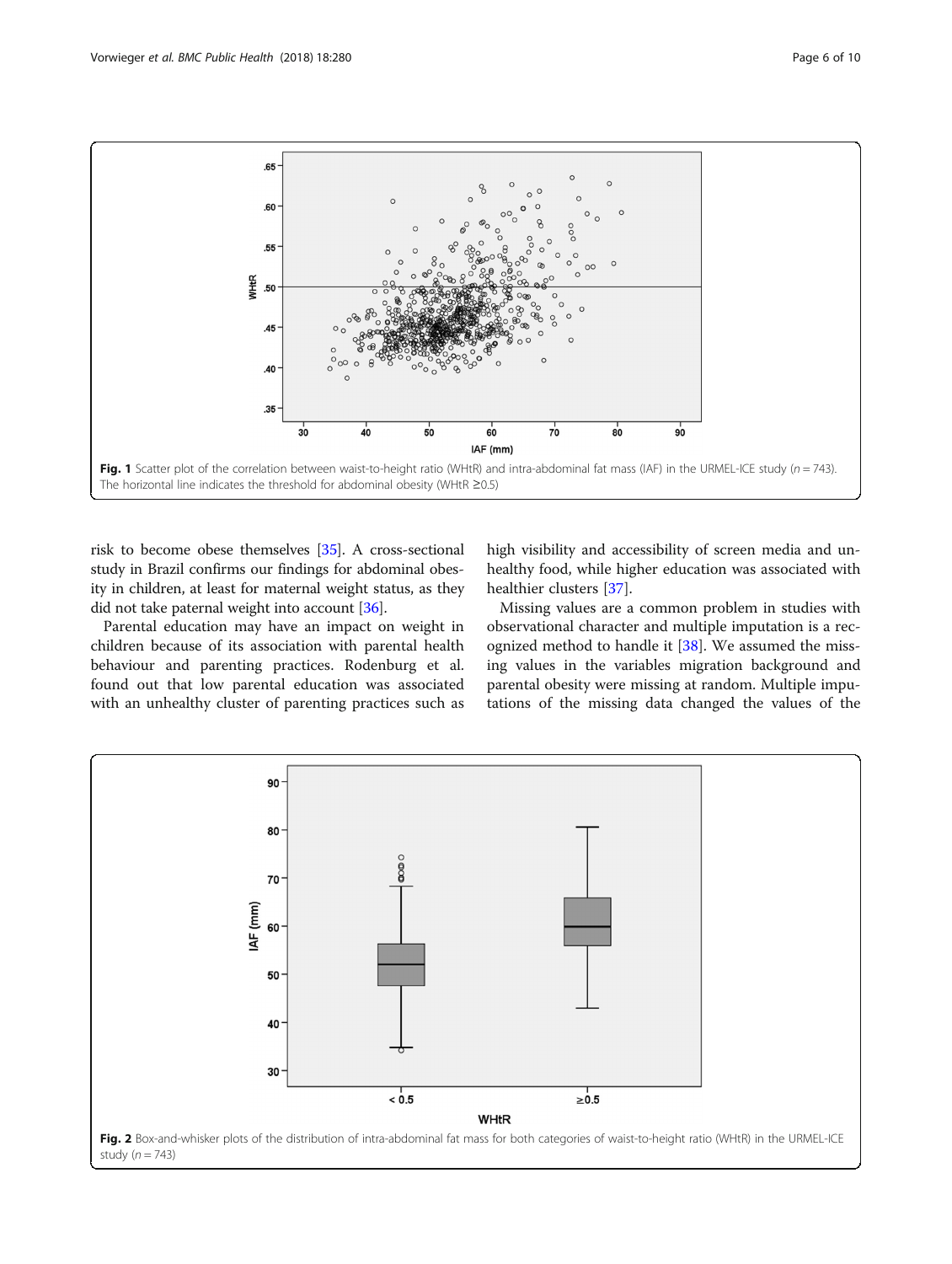Fig. 1 Scatter plot of the correlation between waist-to-height ratio (WHtR) and intra-abdominal fat mass (IAF) in the URMEL-ICE study ($n = 743$). The horizontal line indicates the threshold for abdominal obesity (WHtR ≥0.5)

risk to become obese themselves [35]. A cross-sectional study in Brazil confirms our findings for abdominal obesity in children, at least for maternal weight status, as they did not take paternal weight into account [36].

Parental education may have an impact on weight in children because of its association with parental health behaviour and parenting practices. Rodenburg et al. found out that low parental education was associated with an unhealthy cluster of parenting practices such as high visibility and accessibility of screen media and unhealthy food, while higher education was associated with healthier clusters [37].

Missing values are a common problem in studies with observational character and multiple imputation is a recognized method to handle it [38]. We assumed the missing values in the variables migration background and parental obesity were missing at random. Multiple imputations of the missing data changed the values of the

Fig. 2 Box-and-whisker plots of the distribution of intra-abdominal fat mass for both categories of waist-to-height ratio (WHtR) in the URMEL-ICE study ($n = 743$)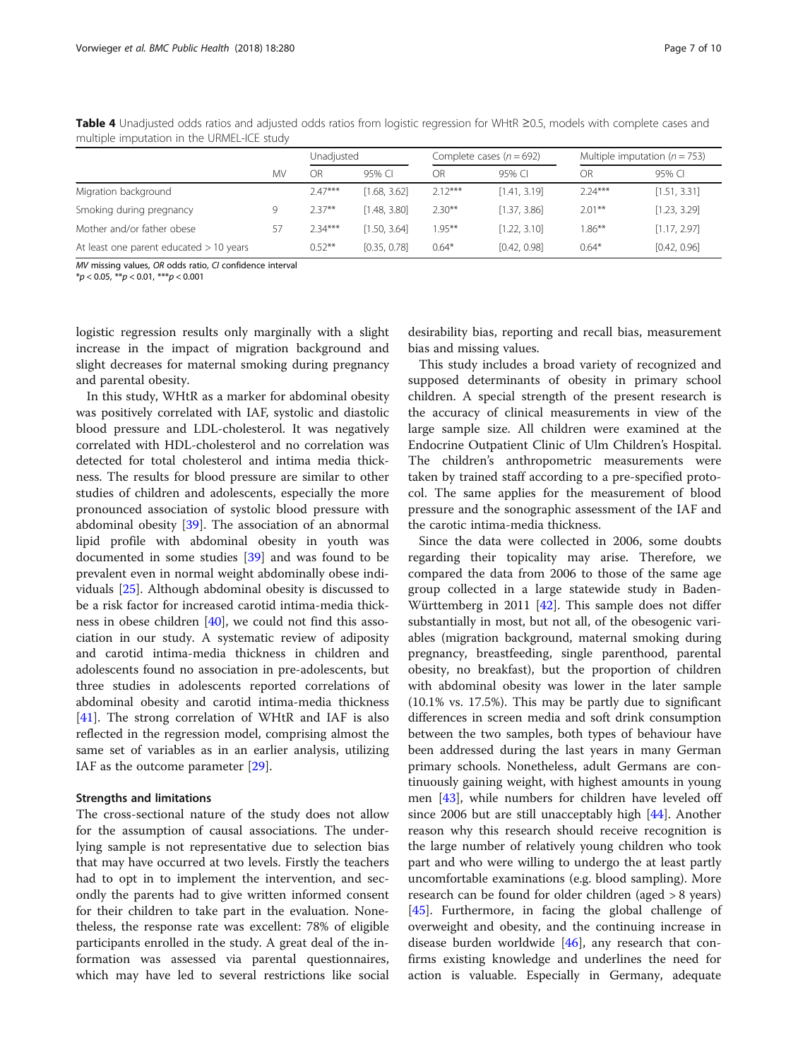**Table 4** Unadjusted odds ratios and adjusted odds ratios from logistic regression for WHtR ≥0.5, models with complete cases and multiple imputation in the URMEL-ICE study

| | MV | Unadjusted | | Complete cases ($n = 692$) | | Multiple imputation ($n = 753$) | |
|---|---|---|---|---|---|---|---|
| | | OR | 95% CI | OR | 95% CI | OR | 95% CI |
| Migration background | | 2.47*** | [1.68, 3.62] | 2.12*** | [1.41, 3.19] | 2.24*** | [1.51, 3.31] |
| Smoking during pregnancy | 9 | 2.37** | [1.48, 3.80] | 2.30** | [1.37, 3.86] | 2.01** | [1.23, 3.29] |
| Mother and/or father obese | 57 | 2.34*** | [1.50, 3.64] | 1.95** | [1.22, 3.10] | 1.86** | [1.17, 2.97] |
| At least one parent educated > 10 years | | 0.52** | [0.35, 0.78] | 0.64* | [0.42, 0.98] | 0.64* | [0.42, 0.96] |

*MV* missing values, *OR* odds ratio, *CI* confidence interval
*$p < 0.05$, **$p < 0.01$, ***$p < 0.001$

logistic regression results only marginally with a slight increase in the impact of migration background and slight decreases for maternal smoking during pregnancy and parental obesity.

In this study, WHtR as a marker for abdominal obesity was positively correlated with IAF, systolic and diastolic blood pressure and LDL-cholesterol. It was negatively correlated with HDL-cholesterol and no correlation was detected for total cholesterol and intima media thickness. The results for blood pressure are similar to other studies of children and adolescents, especially the more pronounced association of systolic blood pressure with abdominal obesity [39]. The association of an abnormal lipid profile with abdominal obesity in youth was documented in some studies [39] and was found to be prevalent even in normal weight abdominally obese individuals [25]. Although abdominal obesity is discussed to be a risk factor for increased carotid intima-media thickness in obese children [40], we could not find this association in our study. A systematic review of adiposity and carotid intima-media thickness in children and adolescents found no association in pre-adolescents, but three studies in adolescents reported correlations of abdominal obesity and carotid intima-media thickness [41]. The strong correlation of WHtR and IAF is also reflected in the regression model, comprising almost the same set of variables as in an earlier analysis, utilizing IAF as the outcome parameter [29].

### Strengths and limitations

The cross-sectional nature of the study does not allow for the assumption of causal associations. The underlying sample is not representative due to selection bias that may have occurred at two levels. Firstly the teachers had to opt in to implement the intervention, and secondly the parents had to give written informed consent for their children to take part in the evaluation. Nonetheless, the response rate was excellent: 78% of eligible participants enrolled in the study. A great deal of the information was assessed via parental questionnaires, which may have led to several restrictions like social desirability bias, reporting and recall bias, measurement bias and missing values.

This study includes a broad variety of recognized and supposed determinants of obesity in primary school children. A special strength of the present research is the accuracy of clinical measurements in view of the large sample size. All children were examined at the Endocrine Outpatient Clinic of Ulm Children's Hospital. The children's anthropometric measurements were taken by trained staff according to a pre-specified protocol. The same applies for the measurement of blood pressure and the sonographic assessment of the IAF and the carotid intima-media thickness.

Since the data were collected in 2006, some doubts regarding their topicality may arise. Therefore, we compared the data from 2006 to those of the same age group collected in a large statewide study in Baden-Württemberg in 2011 [42]. This sample does not differ substantially in most, but not all, of the obesogenic variables (migration background, maternal smoking during pregnancy, breastfeeding, single parenthood, parental obesity, no breakfast), but the proportion of children with abdominal obesity was lower in the later sample (10.1% vs. 17.5%). This may be partly due to significant differences in screen media and soft drink consumption between the two samples, both types of behaviour have been addressed during the last years in many German primary schools. Nonetheless, adult Germans are continuously gaining weight, with highest amounts in young men [43], while numbers for children have leveled off since 2006 but are still unacceptably high [44]. Another reason why this research should receive recognition is the large number of relatively young children who took part and who were willing to undergo the at least partly uncomfortable examinations (e.g. blood sampling). More research can be found for older children (aged > 8 years) [45]. Furthermore, in facing the global challenge of overweight and obesity, and the continuing increase in disease burden worldwide [46], any research that confirms existing knowledge and underlines the need for action is valuable. Especially in Germany, adequate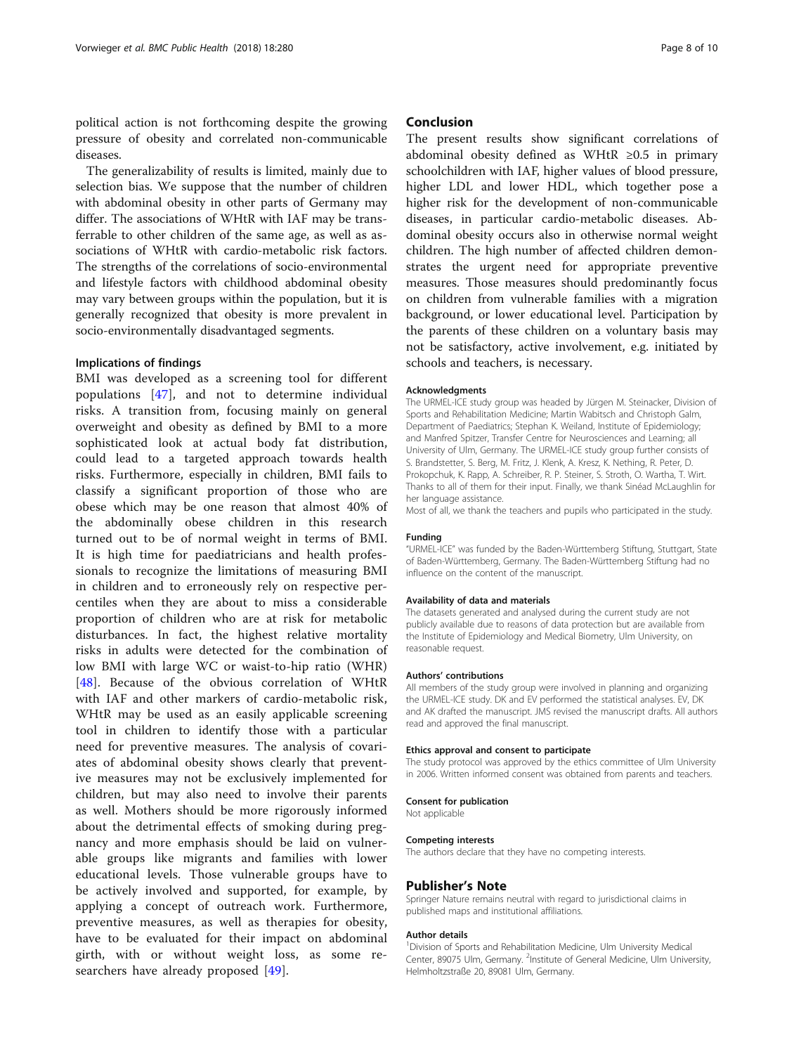political action is not forthcoming despite the growing pressure of obesity and correlated non-communicable diseases.

The generalizability of results is limited, mainly due to selection bias. We suppose that the number of children with abdominal obesity in other parts of Germany may differ. The associations of WHtR with IAF may be transferrable to other children of the same age, as well as associations of WHtR with cardio-metabolic risk factors. The strengths of the correlations of socio-environmental and lifestyle factors with childhood abdominal obesity may vary between groups within the population, but it is generally recognized that obesity is more prevalent in socio-environmentally disadvantaged segments.

### Implications of findings

BMI was developed as a screening tool for different populations [47], and not to determine individual risks. A transition from, focusing mainly on general overweight and obesity as defined by BMI to a more sophisticated look at actual body fat distribution, could lead to a targeted approach towards health risks. Furthermore, especially in children, BMI fails to classify a significant proportion of those who are obese which may be one reason that almost 40% of the abdominally obese children in this research turned out to be of normal weight in terms of BMI. It is high time for paediatricians and health professionals to recognize the limitations of measuring BMI in children and to erroneously rely on respective percentiles when they are about to miss a considerable proportion of children who are at risk for metabolic disturbances. In fact, the highest relative mortality risks in adults were detected for the combination of low BMI with large WC or waist-to-hip ratio (WHR) [48]. Because of the obvious correlation of WHtR with IAF and other markers of cardio-metabolic risk, WHtR may be used as an easily applicable screening tool in children to identify those with a particular need for preventive measures. The analysis of covariates of abdominal obesity shows clearly that preventive measures may not be exclusively implemented for children, but may also need to involve their parents as well. Mothers should be more rigorously informed about the detrimental effects of smoking during pregnancy and more emphasis should be laid on vulnerable groups like migrants and families with lower educational levels. Those vulnerable groups have to be actively involved and supported, for example, by applying a concept of outreach work. Furthermore, preventive measures, as well as therapies for obesity, have to be evaluated for their impact on abdominal girth, with or without weight loss, as some researchers have already proposed [49].

## Conclusion

The present results show significant correlations of abdominal obesity defined as WHtR ≥0.5 in primary schoolchildren with IAF, higher values of blood pressure, higher LDL and lower HDL, which together pose a higher risk for the development of non-communicable diseases, in particular cardio-metabolic diseases. Abdominal obesity occurs also in otherwise normal weight children. The high number of affected children demonstrates the urgent need for appropriate preventive measures. Those measures should predominantly focus on children from vulnerable families with a migration background, or lower educational level. Participation by the parents of these children on a voluntary basis may not be satisfactory, active involvement, e.g. initiated by schools and teachers, is necessary.

#### Acknowledgments

The URMEL-ICE study group was headed by Jürgen M. Steinacker, Division of Sports and Rehabilitation Medicine; Martin Wabitsch and Christoph Galm, Department of Paediatrics; Stephan K. Weiland, Institute of Epidemiology; and Manfred Spitzer, Transfer Centre for Neurosciences and Learning; all University of Ulm, Germany. The URMEL-ICE study group further consists of S. Brandstetter, S. Berg, M. Fritz, J. Klenk, A. Kresz, K. Nething, R. Peter, D. Prokopchuk, K. Rapp, A. Schreiber, R. P. Steiner, S. Stroth, O. Wartha, T. Wirt. Thanks to all of them for their input. Finally, we thank Sinéad McLaughlin for her language assistance.

Most of all, we thank the teachers and pupils who participated in the study.

#### Funding

"URMEL-ICE" was funded by the Baden-Württemberg Stiftung, Stuttgart, State of Baden-Württemberg, Germany. The Baden-Württemberg Stiftung had no influence on the content of the manuscript.

#### Availability of data and materials

The datasets generated and analysed during the current study are not publicly available due to reasons of data protection but are available from the Institute of Epidemiology and Medical Biometry, Ulm University, on reasonable request.

#### Authors' contributions

All members of the study group were involved in planning and organizing the URMEL-ICE study. DK and EV performed the statistical analyses. EV, DK and AK drafted the manuscript. JMS revised the manuscript drafts. All authors read and approved the final manuscript.

#### Ethics approval and consent to participate

The study protocol was approved by the ethics committee of Ulm University in 2006. Written informed consent was obtained from parents and teachers.

#### Consent for publication

Not applicable

#### Competing interests

The authors declare that they have no competing interests.

## Publisher's Note

Springer Nature remains neutral with regard to jurisdictional claims in published maps and institutional affiliations.

#### Author details

[1]Division of Sports and Rehabilitation Medicine, Ulm University Medical Center, 89075 Ulm, Germany. [2]Institute of General Medicine, Ulm University, Helmholtzstraße 20, 89081 Ulm, Germany.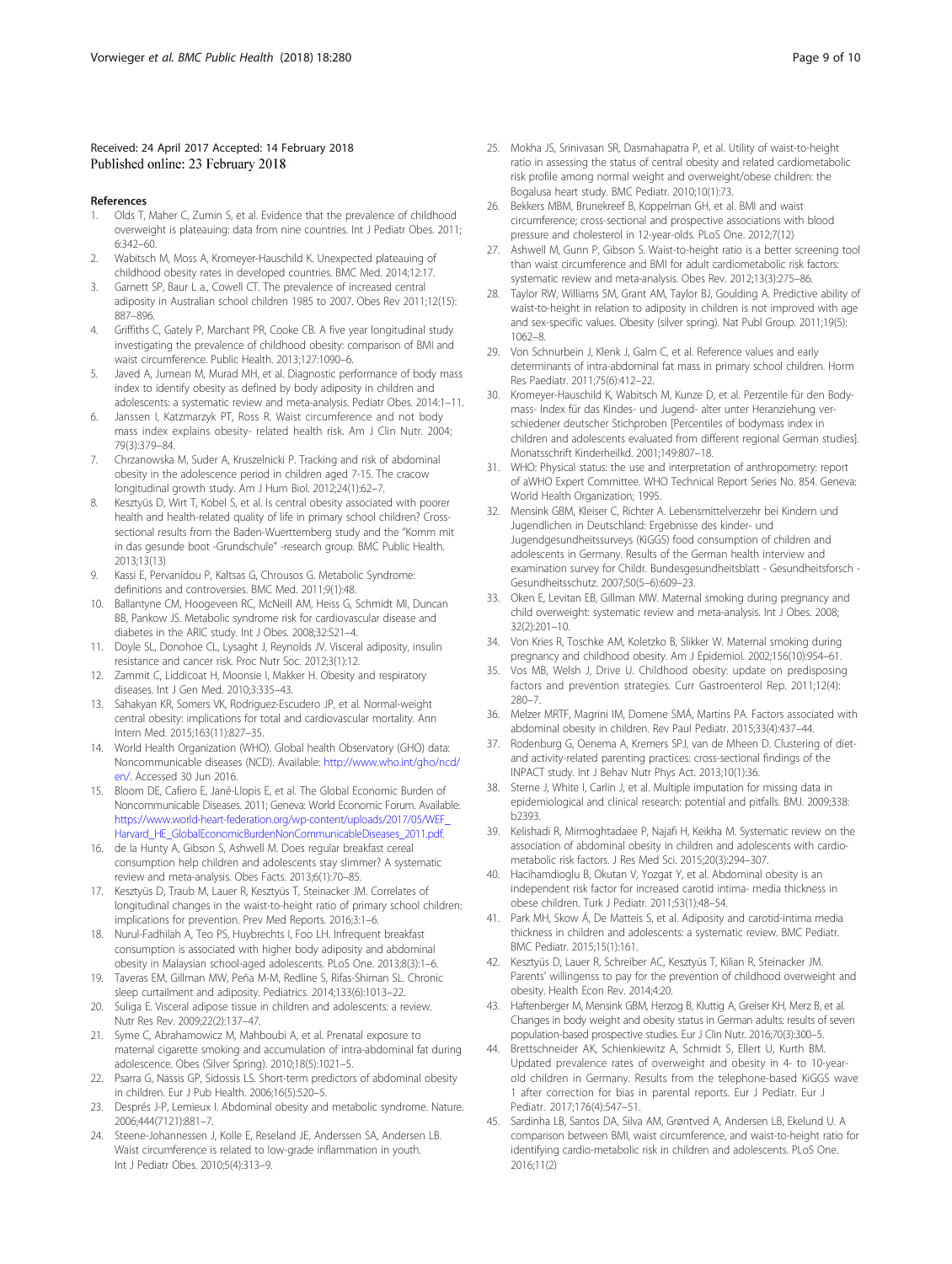Received: 24 April 2017 Accepted: 14 February 2018
Published online: 23 February 2018

## References

1. Olds T, Maher C, Zumin S, et al. Evidence that the prevalence of childhood overweight is plateauing: data from nine countries. Int J Pediatr Obes. 2011; 6:342–60.
2. Wabitsch M, Moss A, Kromeyer-Hauschild K. Unexpected plateauing of childhood obesity rates in developed countries. BMC Med. 2014;12:17.
3. Garnett SP, Baur L a., Cowell CT. The prevalence of increased central adiposity in Australian school children 1985 to 2007. Obes Rev 2011;12(15): 887–896.
4. Griffiths C, Gately P, Marchant PR, Cooke CB. A five year longitudinal study investigating the prevalence of childhood obesity: comparison of BMI and waist circumference. Public Health. 2013;127:1090–6.
5. Javed A, Jumean M, Murad MH, et al. Diagnostic performance of body mass index to identify obesity as defined by body adiposity in children and adolescents: a systematic review and meta-analysis. Pediatr Obes. 2014:1–11.
6. Janssen I, Katzmarzyk PT, Ross R. Waist circumference and not body mass index explains obesity- related health risk. Am J Clin Nutr. 2004; 79(3):379–84.
7. Chrzanowska M, Suder A, Kruszelnicki P. Tracking and risk of abdominal obesity in the adolescence period in children aged 7-15. The cracow longitudinal growth study. Am J Hum Biol. 2012;24(1):62–7.
8. Kesztyüs D, Wirt T, Kobel S, et al. Is central obesity associated with poorer health and health-related quality of life in primary school children? Cross-sectional results from the Baden-Wuerttemberg study and the "Komm mit in das gesunde boot -Grundschule" -research group. BMC Public Health. 2013;13(13)
9. Kassi E, Pervanidou P, Kaltsas G, Chrousos G. Metabolic Syndrome: definitions and controversies. BMC Med. 2011;9(1):48.
10. Ballantyne CM, Hoogeveen RC, McNeill AM, Heiss G, Schmidt MI, Duncan BB, Pankow JS. Metabolic syndrome risk for cardiovascular disease and diabetes in the ARIC study. Int J Obes. 2008;32:S21–4.
11. Doyle SL, Donohoe CL, Lysaght J, Reynolds JV. Visceral adiposity, insulin resistance and cancer risk. Proc Nutr Soc. 2012;3(1):12.
12. Zammit C, Liddicoat H, Moonsie I, Makker H. Obesity and respiratory diseases. Int J Gen Med. 2010;3:335–43.
13. Sahakyan KR, Somers VK, Rodriguez-Escudero JP, et al. Normal-weight central obesity: implications for total and cardiovascular mortality. Ann Intern Med. 2015;163(11):827–35.
14. World Health Organization (WHO). Global health Observatory (GHO) data: Noncommunicable diseases (NCD). Available: http://www.who.int/gho/ncd/en/. Accessed 30 Jun 2016.
15. Bloom DE, Cafiero E, Jané-Llopis E, et al. The Global Economic Burden of Noncommunicable Diseases. 2011; Geneva: World Economic Forum. Available: https://www.world-heart-federation.org/wp-content/uploads/2017/05/WEF_Harvard_HE_GlobalEconomicBurdenNonCommunicableDiseases_2011.pdf.
16. de la Hunty A, Gibson S, Ashwell M. Does regular breakfast cereal consumption help children and adolescents stay slimmer? A systematic review and meta-analysis. Obes Facts. 2013;6(1):70–85.
17. Kesztyüs D, Traub M, Lauer R, Kesztyüs T, Steinacker JM. Correlates of longitudinal changes in the waist-to-height ratio of primary school children: implications for prevention. Prev Med Reports. 2016;3:1–6.
18. Nurul-Fadhilah A, Teo PS, Huybrechts I, Foo LH. Infrequent breakfast consumption is associated with higher body adiposity and abdominal obesity in Malaysian school-aged adolescents. PLoS One. 2013;8(3):1–6.
19. Taveras EM, Gillman MW, Peña M-M, Redline S, Rifas-Shiman SL. Chronic sleep curtailment and adiposity. Pediatrics. 2014;133(6):1013–22.
20. Suliga E. Visceral adipose tissue in children and adolescents: a review. Nutr Res Rev. 2009;22(2):137–47.
21. Syme C, Abrahamowicz M, Mahboubi A, et al. Prenatal exposure to maternal cigarette smoking and accumulation of intra-abdominal fat during adolescence. Obes (Silver Spring). 2010;18(5):1021–5.
22. Psarra G, Nassis GP, Sidossis LS. Short-term predictors of abdominal obesity in children. Eur J Pub Health. 2006;16(5):520–5.
23. Després J-P, Lemieux I. Abdominal obesity and metabolic syndrome. Nature. 2006;444(7121):881–7.
24. Steene-Johannessen J, Kolle E, Reseland JE, Anderssen SA, Andersen LB. Waist circumference is related to low-grade inflammation in youth. Int J Pediatr Obes. 2010;5(4):313–9.
25. Mokha JS, Srinivasan SR, Dasmahapatra P, et al. Utility of waist-to-height ratio in assessing the status of central obesity and related cardiometabolic risk profile among normal weight and overweight/obese children: the Bogalusa heart study. BMC Pediatr. 2010;10(1):73.
26. Bekkers MBM, Brunekreef B, Koppelman GH, et al. BMI and waist circumference; cross-sectional and prospective associations with blood pressure and cholesterol in 12-year-olds. PLoS One. 2012;7(12)
27. Ashwell M, Gunn P, Gibson S. Waist-to-height ratio is a better screening tool than waist circumference and BMI for adult cardiometabolic risk factors: systematic review and meta-analysis. Obes Rev. 2012;13(3):275–86.
28. Taylor RW, Williams SM, Grant AM, Taylor BJ, Goulding A. Predictive ability of waist-to-height in relation to adiposity in children is not improved with age and sex-specific values. Obesity (silver spring). Nat Publ Group. 2011;19(5): 1062–8.
29. Von Schnurbein J, Klenk J, Galm C, et al. Reference values and early determinants of intra-abdominal fat mass in primary school children. Horm Res Paediatr. 2011;75(6):412–22.
30. Kromeyer-Hauschild K, Wabitsch M, Kunze D, et al. Perzentile für den Body-mass- Index für das Kindes- und Jugend- alter unter Heranziehung verschiedener deutscher Stichproben [Percentiles of bodymass index in children and adolescents evaluated from different regional German studies]. Monatsschrift Kinderheilkd. 2001;149:807–18.
31. WHO: Physical status: the use and interpretation of anthropometry: report of aWHO Expert Committee. WHO Technical Report Series No. 854. Geneva: World Health Organization; 1995.
32. Mensink GBM, Kleiser C, Richter A. Lebensmittelverzehr bei Kindern und Jugendlichen in Deutschland: Ergebnisse des kinder- und Jugendgesundheitssurveys (KiGGS) food consumption of children and adolescents in Germany. Results of the German health interview and examination survey for Childr. Bundesgesundheitsblatt - Gesundheitsforsch - Gesundheitsschutz. 2007;50(5–6):609–23.
33. Oken E, Levitan EB, Gillman MW. Maternal smoking during pregnancy and child overweight: systematic review and meta-analysis. Int J Obes. 2008; 32(2):201–10.
34. Von Kries R, Toschke AM, Koletzko B, Slikker W. Maternal smoking during pregnancy and childhood obesity. Am J Epidemiol. 2002;156(10):954–61.
35. Vos MB, Welsh J, Drive U. Childhood obesity: update on predisposing factors and prevention strategies. Curr Gastroenterol Rep. 2011;12(4): 280–7.
36. Melzer MRTF, Magrini IM, Domene SMÁ, Martins PA. Factors associated with abdominal obesity in children. Rev Paul Pediatr. 2015;33(4):437–44.
37. Rodenburg G, Oenema A, Kremers SPJ, van de Mheen D. Clustering of diet- and activity-related parenting practices: cross-sectional findings of the INPACT study. Int J Behav Nutr Phys Act. 2013;10(1):36.
38. Sterne J, White I, Carlin J, et al. Multiple imputation for missing data in epidemiological and clinical research: potential and pitfalls. BMJ. 2009;338: b2393.
39. Kelishadi R, Mirmoghtadaee P, Najafi H, Keikha M. Systematic review on the association of abdominal obesity in children and adolescents with cardio-metabolic risk factors. J Res Med Sci. 2015;20(3):294–307.
40. Hacihamdioglu B, Okutan V, Yozgat Y, et al. Abdominal obesity is an independent risk factor for increased carotid intima- media thickness in obese children. Turk J Pediatr. 2011;53(1):48–54.
41. Park MH, Skow Á, De Matteis S, et al. Adiposity and carotid-intima media thickness in children and adolescents: a systematic review. BMC Pediatr. BMC Pediatr. 2015;15(1):161.
42. Kesztyüs D, Lauer R, Schreiber AC, Kesztyüs T, Kilian R, Steinacker JM. Parents' willingness to pay for the prevention of childhood overweight and obesity. Health Econ Rev. 2014;4:20.
43. Haftenberger M, Mensink GBM, Herzog B, Kluttig A, Greiser KH, Merz B, et al. Changes in body weight and obesity status in German adults: results of seven population-based prospective studies. Eur J Clin Nutr. 2016;70(3):300–5.
44. Brettschneider AK, Schienkiewitz A, Schmidt S, Ellert U, Kurth BM. Updated prevalence rates of overweight and obesity in 4- to 10-year-old children in Germany. Results from the telephone-based KiGGS wave 1 after correction for bias in parental reports. Eur J Pediatr. Eur J Pediatr. 2017;176(4):547–51.
45. Sardinha LB, Santos DA, Silva AM, Grøntved A, Andersen LB, Ekelund U. A comparison between BMI, waist circumference, and waist-to-height ratio for identifying cardio-metabolic risk in children and adolescents. PLoS One. 2016;11(2)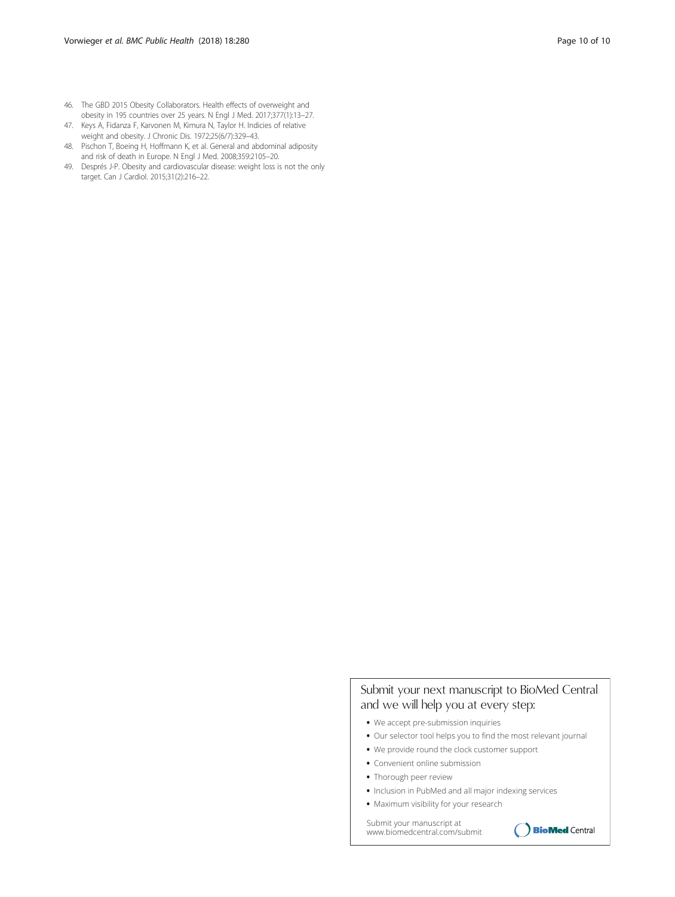46. The GBD 2015 Obesity Collaborators. Health effects of overweight and obesity in 195 countries over 25 years. N Engl J Med. 2017;377(1):13–27.
47. Keys A, Fidanza F, Karvonen M, Kimura N, Taylor H. Indicies of relative weight and obesity. J Chronic Dis. 1972;25(6/7):329–43.
48. Pischon T, Boeing H, Hoffmann K, et al. General and abdominal adiposity and risk of death in Europe. N Engl J Med. 2008;359:2105–20.
49. Després J-P. Obesity and cardiovascular disease: weight loss is not the only target. Can J Cardiol. 2015;31(2):216–22.

Submit your next manuscript to BioMed Central and we will help you at every step:

- We accept pre-submission inquiries
- Our selector tool helps you to find the most relevant journal
- We provide round the clock customer support
- Convenient online submission
- Thorough peer review
- Inclusion in PubMed and all major indexing services
- Maximum visibility for your research

Submit your manuscript at
www.biomedcentral.com/submit

BioMed Central